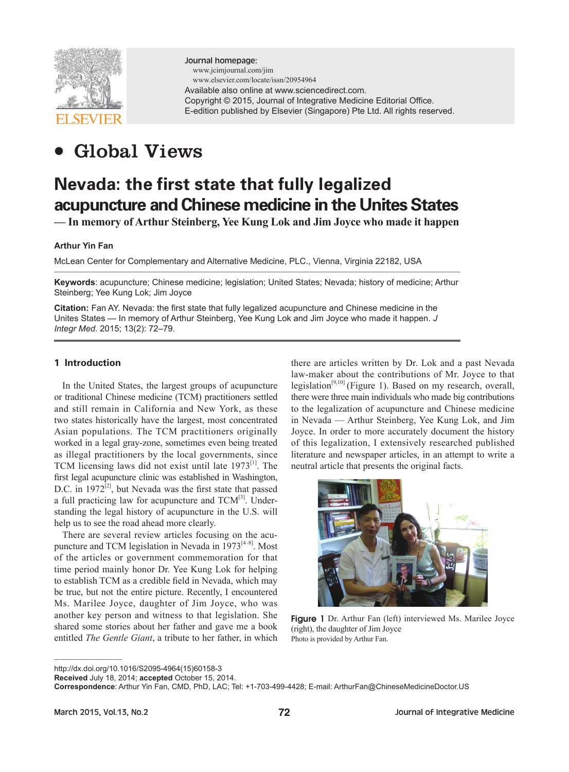Journal homepage:
www.jcimjournal.com/jim
www.elsevier.com/locate/issn/20954964
Available also online at www.sciencedirect.com.
Copyright © 2015, Journal of Integrative Medicine Editorial Office.
E-edition published by Elsevier (Singapore) Pte Ltd. All rights reserved.

• Global Views

# Nevada: the first state that fully legalized acupuncture and Chinese medicine in the Unites States

## — In memory of Arthur Steinberg, Yee Kung Lok and Jim Joyce who made it happen

**Arthur Yin Fan**

McLean Center for Complementary and Alternative Medicine, PLC., Vienna, Virginia 22182, USA

**Keywords**: acupuncture; Chinese medicine; legislation; United States; Nevada; history of medicine; Arthur Steinberg; Yee Kung Lok; Jim Joyce

**Citation:** Fan AY. Nevada: the first state that fully legalized acupuncture and Chinese medicine in the Unites States — In memory of Arthur Steinberg, Yee Kung Lok and Jim Joyce who made it happen. *J Integr Med*. 2015; 13(2): 72–79.

### 1 Introduction

In the United States, the largest groups of acupuncture or traditional Chinese medicine (TCM) practitioners settled and still remain in California and New York, as these two states historically have the largest, most concentrated Asian populations. The TCM practitioners originally worked in a legal gray-zone, sometimes even being treated as illegal practitioners by the local governments, since TCM licensing laws did not exist until late 1973[1]. The first legal acupuncture clinic was established in Washington, D.C. in 1972[2], but Nevada was the first state that passed a full practicing law for acupuncture and TCM[3]. Understanding the legal history of acupuncture in the U.S. will help us to see the road ahead more clearly.

There are several review articles focusing on the acupuncture and TCM legislation in Nevada in 1973[4–8]. Most of the articles or government commemoration for that time period mainly honor Dr. Yee Kung Lok for helping to establish TCM as a credible field in Nevada, which may be true, but not the entire picture. Recently, I encountered Ms. Marilee Joyce, daughter of Jim Joyce, who was another key person and witness to that legislation. She shared some stories about her father and gave me a book entitled *The Gentle Giant*, a tribute to her father, in which there are articles written by Dr. Lok and a past Nevada law-maker about the contributions of Mr. Joyce to that legislation[9,10] (Figure 1). Based on my research, overall, there were three main individuals who made big contributions to the legalization of acupuncture and Chinese medicine in Nevada — Arthur Steinberg, Yee Kung Lok, and Jim Joyce. In order to more accurately document the history of this legalization, I extensively researched published literature and newspaper articles, in an attempt to write a neutral article that presents the original facts.

**Figure 1** Dr. Arthur Fan (left) interviewed Ms. Marilee Joyce (right), the daughter of Jim Joyce
Photo is provided by Arthur Fan.

http://dx.doi.org/10.1016/S2095-4964(15)60158-3
**Received** July 18, 2014; **accepted** October 15, 2014.
**Correspondence**: Arthur Yin Fan, CMD, PhD, LAC; Tel: +1-703-499-4428; E-mail: ArthurFan@ChineseMedicineDoctor.US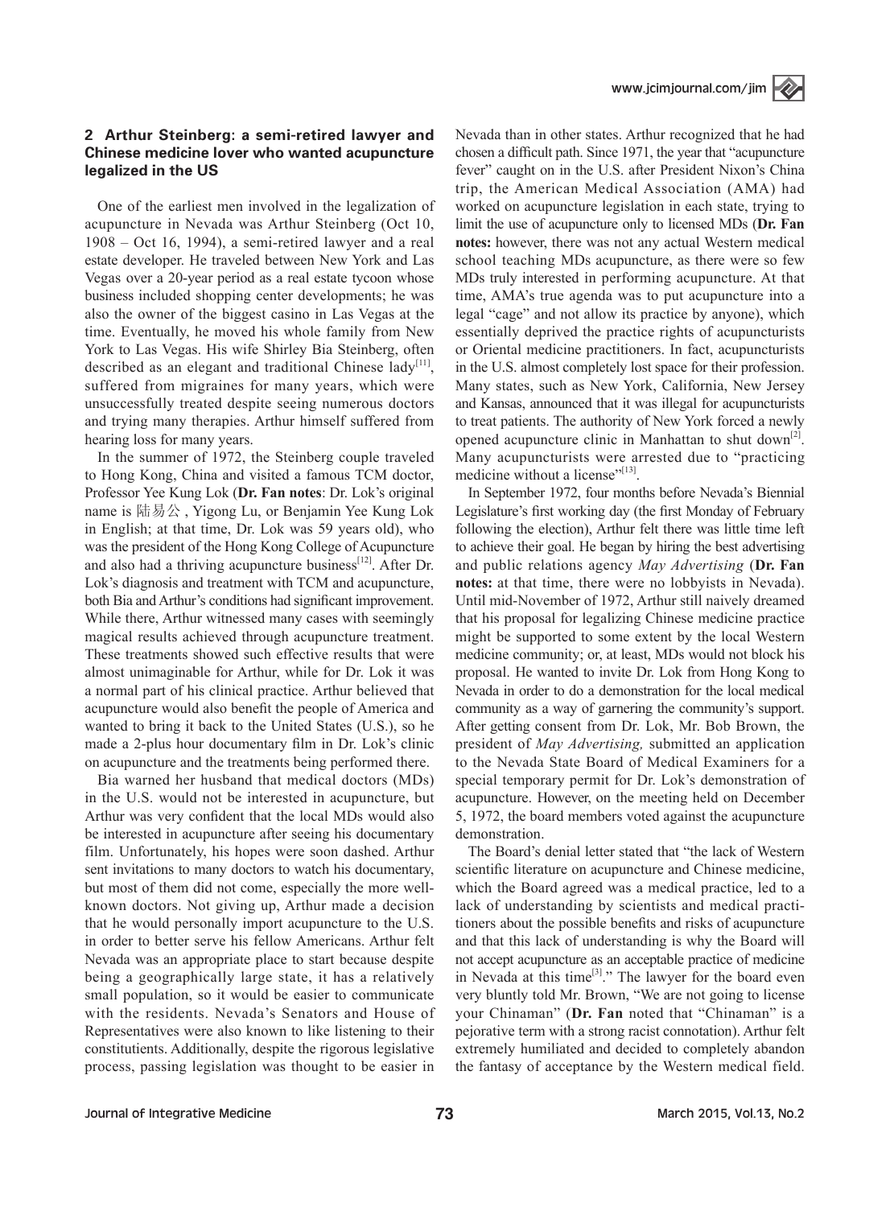## 2 Arthur Steinberg: a semi-retired lawyer and Chinese medicine lover who wanted acupuncture legalized in the US

One of the earliest men involved in the legalization of acupuncture in Nevada was Arthur Steinberg (Oct 10, 1908 – Oct 16, 1994), a semi-retired lawyer and a real estate developer. He traveled between New York and Las Vegas over a 20-year period as a real estate tycoon whose business included shopping center developments; he was also the owner of the biggest casino in Las Vegas at the time. Eventually, he moved his whole family from New York to Las Vegas. His wife Shirley Bia Steinberg, often described as an elegant and traditional Chinese lady[11], suffered from migraines for many years, which were unsuccessfully treated despite seeing numerous doctors and trying many therapies. Arthur himself suffered from hearing loss for many years.

In the summer of 1972, the Steinberg couple traveled to Hong Kong, China and visited a famous TCM doctor, Professor Yee Kung Lok (**Dr. Fan notes**: Dr. Lok's original name is 陆易公, Yigong Lu, or Benjamin Yee Kung Lok in English; at that time, Dr. Lok was 59 years old), who was the president of the Hong Kong College of Acupuncture and also had a thriving acupuncture business[12]. After Dr. Lok's diagnosis and treatment with TCM and acupuncture, both Bia and Arthur's conditions had significant improvement. While there, Arthur witnessed many cases with seemingly magical results achieved through acupuncture treatment. These treatments showed such effective results that were almost unimaginable for Arthur, while for Dr. Lok it was a normal part of his clinical practice. Arthur believed that acupuncture would also benefit the people of America and wanted to bring it back to the United States (U.S.), so he made a 2-plus hour documentary film in Dr. Lok's clinic on acupuncture and the treatments being performed there.

Bia warned her husband that medical doctors (MDs) in the U.S. would not be interested in acupuncture, but Arthur was very confident that the local MDs would also be interested in acupuncture after seeing his documentary film. Unfortunately, his hopes were soon dashed. Arthur sent invitations to many doctors to watch his documentary, but most of them did not come, especially the more well-known doctors. Not giving up, Arthur made a decision that he would personally import acupuncture to the U.S. in order to better serve his fellow Americans. Arthur felt Nevada was an appropriate place to start because despite being a geographically large state, it has a relatively small population, so it would be easier to communicate with the residents. Nevada's Senators and House of Representatives were also known to like listening to their constitutients. Additionally, despite the rigorous legislative process, passing legislation was thought to be easier in Nevada than in other states. Arthur recognized that he had chosen a difficult path. Since 1971, the year that "acupuncture fever" caught on in the U.S. after President Nixon's China trip, the American Medical Association (AMA) had worked on acupuncture legislation in each state, trying to limit the use of acupuncture only to licensed MDs (**Dr. Fan notes:** however, there was not any actual Western medical school teaching MDs acupuncture, as there were so few MDs truly interested in performing acupuncture. At that time, AMA's true agenda was to put acupuncture into a legal "cage" and not allow its practice by anyone), which essentially deprived the practice rights of acupuncturists or Oriental medicine practitioners. In fact, acupuncturists in the U.S. almost completely lost space for their profession. Many states, such as New York, California, New Jersey and Kansas, announced that it was illegal for acupuncturists to treat patients. The authority of New York forced a newly opened acupuncture clinic in Manhattan to shut down[2]. Many acupuncturists were arrested due to "practicing medicine without a license"[13].

In September 1972, four months before Nevada's Biennial Legislature's first working day (the first Monday of February following the election), Arthur felt there was little time left to achieve their goal. He began by hiring the best advertising and public relations agency *May Advertising* (**Dr. Fan notes:** at that time, there were no lobbyists in Nevada). Until mid-November of 1972, Arthur still naively dreamed that his proposal for legalizing Chinese medicine practice might be supported to some extent by the local Western medicine community; or, at least, MDs would not block his proposal. He wanted to invite Dr. Lok from Hong Kong to Nevada in order to do a demonstration for the local medical community as a way of garnering the community's support. After getting consent from Dr. Lok, Mr. Bob Brown, the president of *May Advertising,* submitted an application to the Nevada State Board of Medical Examiners for a special temporary permit for Dr. Lok's demonstration of acupuncture. However, on the meeting held on December 5, 1972, the board members voted against the acupuncture demonstration.

The Board's denial letter stated that "the lack of Western scientific literature on acupuncture and Chinese medicine, which the Board agreed was a medical practice, led to a lack of understanding by scientists and medical practitioners about the possible benefits and risks of acupuncture and that this lack of understanding is why the Board will not accept acupuncture as an acceptable practice of medicine in Nevada at this time[3]." The lawyer for the board even very bluntly told Mr. Brown, "We are not going to license your Chinaman" (**Dr. Fan** noted that "Chinaman" is a pejorative term with a strong racist connotation). Arthur felt extremely humiliated and decided to completely abandon the fantasy of acceptance by the Western medical field.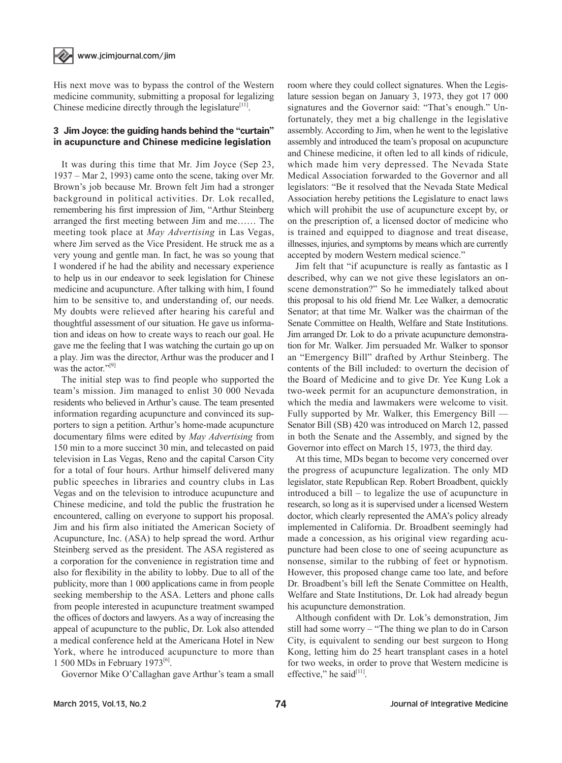His next move was to bypass the control of the Western medicine community, submitting a proposal for legalizing Chinese medicine directly through the legislature[11].

### 3 Jim Joyce: the guiding hands behind the "curtain" in acupuncture and Chinese medicine legislation

It was during this time that Mr. Jim Joyce (Sep 23, 1937 – Mar 2, 1993) came onto the scene, taking over Mr. Brown's job because Mr. Brown felt Jim had a stronger background in political activities. Dr. Lok recalled, remembering his first impression of Jim, "Arthur Steinberg arranged the first meeting between Jim and me…… The meeting took place at *May Advertising* in Las Vegas, where Jim served as the Vice President. He struck me as a very young and gentle man. In fact, he was so young that I wondered if he had the ability and necessary experience to help us in our endeavor to seek legislation for Chinese medicine and acupuncture. After talking with him, I found him to be sensitive to, and understanding of, our needs. My doubts were relieved after hearing his careful and thoughtful assessment of our situation. He gave us information and ideas on how to create ways to reach our goal. He gave me the feeling that I was watching the curtain go up on a play. Jim was the director, Arthur was the producer and I was the actor."[9]

The initial step was to find people who supported the team's mission. Jim managed to enlist 30 000 Nevada residents who believed in Arthur's cause. The team presented information regarding acupuncture and convinced its supporters to sign a petition. Arthur's home-made acupuncture documentary films were edited by *May Advertising* from 150 min to a more succinct 30 min, and telecasted on paid television in Las Vegas, Reno and the capital Carson City for a total of four hours. Arthur himself delivered many public speeches in libraries and country clubs in Las Vegas and on the television to introduce acupuncture and Chinese medicine, and told the public the frustration he encountered, calling on everyone to support his proposal. Jim and his firm also initiated the American Society of Acupuncture, Inc. (ASA) to help spread the word. Arthur Steinberg served as the president. The ASA registered as a corporation for the convenience in registration time and also for flexibility in the ability to lobby. Due to all of the publicity, more than 1 000 applications came in from people seeking membership to the ASA. Letters and phone calls from people interested in acupuncture treatment swamped the offices of doctors and lawyers. As a way of increasing the appeal of acupuncture to the public, Dr. Lok also attended a medical conference held at the Americana Hotel in New York, where he introduced acupuncture to more than 1 500 MDs in February 1973[6].

Governor Mike O'Callaghan gave Arthur's team a small room where they could collect signatures. When the Legislature session began on January 3, 1973, they got 17 000 signatures and the Governor said: "That's enough." Unfortunately, they met a big challenge in the legislative assembly. According to Jim, when he went to the legislative assembly and introduced the team's proposal on acupuncture and Chinese medicine, it often led to all kinds of ridicule, which made him very depressed. The Nevada State Medical Association forwarded to the Governor and all legislators: "Be it resolved that the Nevada State Medical Association hereby petitions the Legislature to enact laws which will prohibit the use of acupuncture except by, or on the prescription of, a licensed doctor of medicine who is trained and equipped to diagnose and treat disease, illnesses, injuries, and symptoms by means which are currently accepted by modern Western medical science."

Jim felt that "if acupuncture is really as fantastic as I described, why can we not give these legislators an on-scene demonstration?" So he immediately talked about this proposal to his old friend Mr. Lee Walker, a democratic Senator; at that time Mr. Walker was the chairman of the Senate Committee on Health, Welfare and State Institutions. Jim arranged Dr. Lok to do a private acupuncture demonstration for Mr. Walker. Jim persuaded Mr. Walker to sponsor an "Emergency Bill" drafted by Arthur Steinberg. The contents of the Bill included: to overturn the decision of the Board of Medicine and to give Dr. Yee Kung Lok a two-week permit for an acupuncture demonstration, in which the media and lawmakers were welcome to visit. Fully supported by Mr. Walker, this Emergency Bill — Senator Bill (SB) 420 was introduced on March 12, passed in both the Senate and the Assembly, and signed by the Governor into effect on March 15, 1973, the third day.

At this time, MDs began to become very concerned over the progress of acupuncture legalization. The only MD legislator, state Republican Rep. Robert Broadbent, quickly introduced a bill – to legalize the use of acupuncture in research, so long as it is supervised under a licensed Western doctor, which clearly represented the AMA's policy already implemented in California. Dr. Broadbent seemingly had made a concession, as his original view regarding acupuncture had been close to one of seeing acupuncture as nonsense, similar to the rubbing of feet or hypnotism. However, this proposed change came too late, and before Dr. Broadbent's bill left the Senate Committee on Health, Welfare and State Institutions, Dr. Lok had already begun his acupuncture demonstration.

Although confident with Dr. Lok's demonstration, Jim still had some worry – "The thing we plan to do in Carson City, is equivalent to sending our best surgeon to Hong Kong, letting him do 25 heart transplant cases in a hotel for two weeks, in order to prove that Western medicine is effective," he said[11].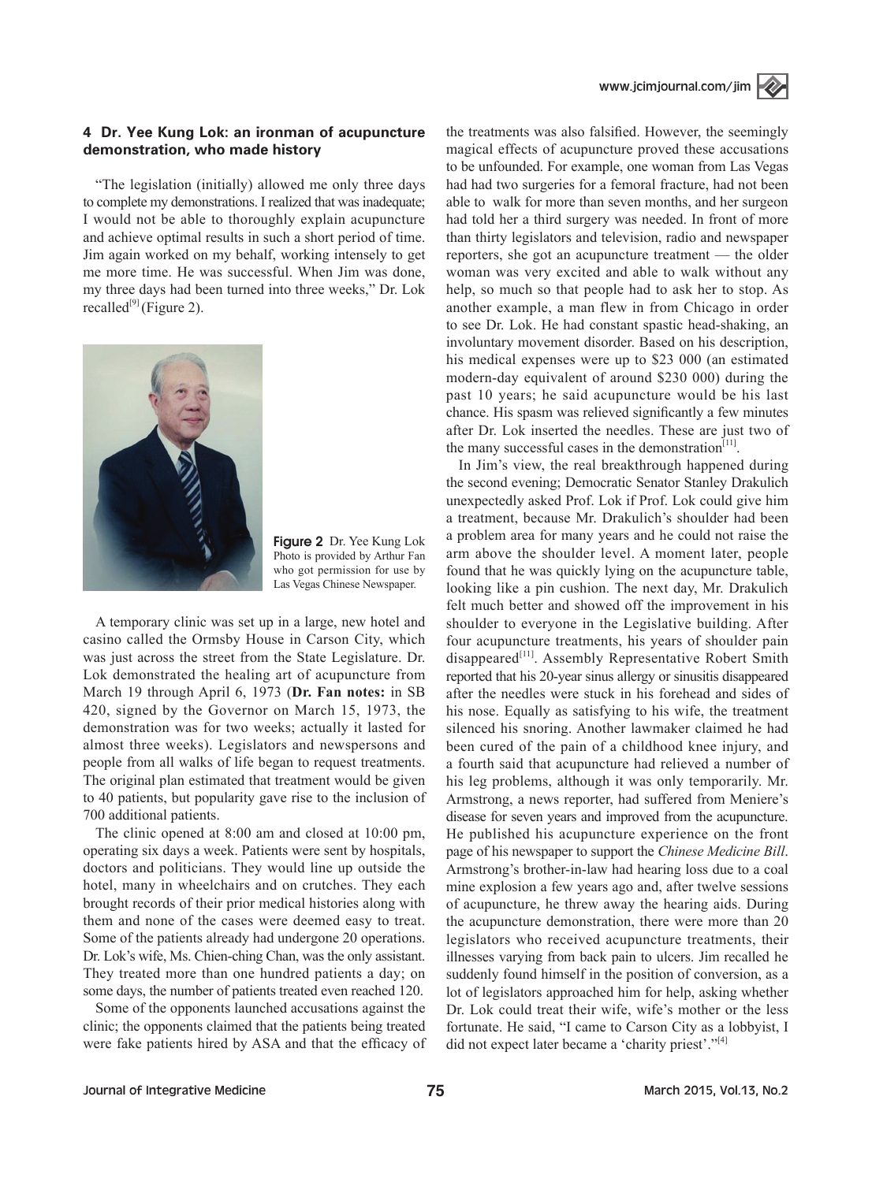## 4 Dr. Yee Kung Lok: an ironman of acupuncture demonstration, who made history

"The legislation (initially) allowed me only three days to complete my demonstrations. I realized that was inadequate; I would not be able to thoroughly explain acupuncture and achieve optimal results in such a short period of time. Jim again worked on my behalf, working intensely to get me more time. He was successful. When Jim was done, my three days had been turned into three weeks," Dr. Lok recalled[9] (Figure 2).

**Figure 2** Dr. Yee Kung Lok Photo is provided by Arthur Fan who got permission for use by Las Vegas Chinese Newspaper.

A temporary clinic was set up in a large, new hotel and casino called the Ormsby House in Carson City, which was just across the street from the State Legislature. Dr. Lok demonstrated the healing art of acupuncture from March 19 through April 6, 1973 (**Dr. Fan notes:** in SB 420, signed by the Governor on March 15, 1973, the demonstration was for two weeks; actually it lasted for almost three weeks). Legislators and newspersons and people from all walks of life began to request treatments. The original plan estimated that treatment would be given to 40 patients, but popularity gave rise to the inclusion of 700 additional patients.

The clinic opened at 8:00 am and closed at 10:00 pm, operating six days a week. Patients were sent by hospitals, doctors and politicians. They would line up outside the hotel, many in wheelchairs and on crutches. They each brought records of their prior medical histories along with them and none of the cases were deemed easy to treat. Some of the patients already had undergone 20 operations. Dr. Lok's wife, Ms. Chien-ching Chan, was the only assistant. They treated more than one hundred patients a day; on some days, the number of patients treated even reached 120.

Some of the opponents launched accusations against the clinic; the opponents claimed that the patients being treated were fake patients hired by ASA and that the efficacy of the treatments was also falsified. However, the seemingly magical effects of acupuncture proved these accusations to be unfounded. For example, one woman from Las Vegas had had two surgeries for a femoral fracture, had not been able to walk for more than seven months, and her surgeon had told her a third surgery was needed. In front of more than thirty legislators and television, radio and newspaper reporters, she got an acupuncture treatment — the older woman was very excited and able to walk without any help, so much so that people had to ask her to stop. As another example, a man flew in from Chicago in order to see Dr. Lok. He had constant spastic head-shaking, an involuntary movement disorder. Based on his description, his medical expenses were up to \$23 000 (an estimated modern-day equivalent of around \$230 000) during the past 10 years; he said acupuncture would be his last chance. His spasm was relieved significantly a few minutes after Dr. Lok inserted the needles. These are just two of the many successful cases in the demonstration[11].

In Jim's view, the real breakthrough happened during the second evening; Democratic Senator Stanley Drakulich unexpectedly asked Prof. Lok if Prof. Lok could give him a treatment, because Mr. Drakulich's shoulder had been a problem area for many years and he could not raise the arm above the shoulder level. A moment later, people found that he was quickly lying on the acupuncture table, looking like a pin cushion. The next day, Mr. Drakulich felt much better and showed off the improvement in his shoulder to everyone in the Legislative building. After four acupuncture treatments, his years of shoulder pain disappeared[11]. Assembly Representative Robert Smith reported that his 20-year sinus allergy or sinusitis disappeared after the needles were stuck in his forehead and sides of his nose. Equally as satisfying to his wife, the treatment silenced his snoring. Another lawmaker claimed he had been cured of the pain of a childhood knee injury, and a fourth said that acupuncture had relieved a number of his leg problems, although it was only temporarily. Mr. Armstrong, a news reporter, had suffered from Meniere's disease for seven years and improved from the acupuncture. He published his acupuncture experience on the front page of his newspaper to support the *Chinese Medicine Bill*. Armstrong's brother-in-law had hearing loss due to a coal mine explosion a few years ago and, after twelve sessions of acupuncture, he threw away the hearing aids. During the acupuncture demonstration, there were more than 20 legislators who received acupuncture treatments, their illnesses varying from back pain to ulcers. Jim recalled he suddenly found himself in the position of conversion, as a lot of legislators approached him for help, asking whether Dr. Lok could treat their wife, wife's mother or the less fortunate. He said, "I came to Carson City as a lobbyist, I did not expect later became a 'charity priest'."[4]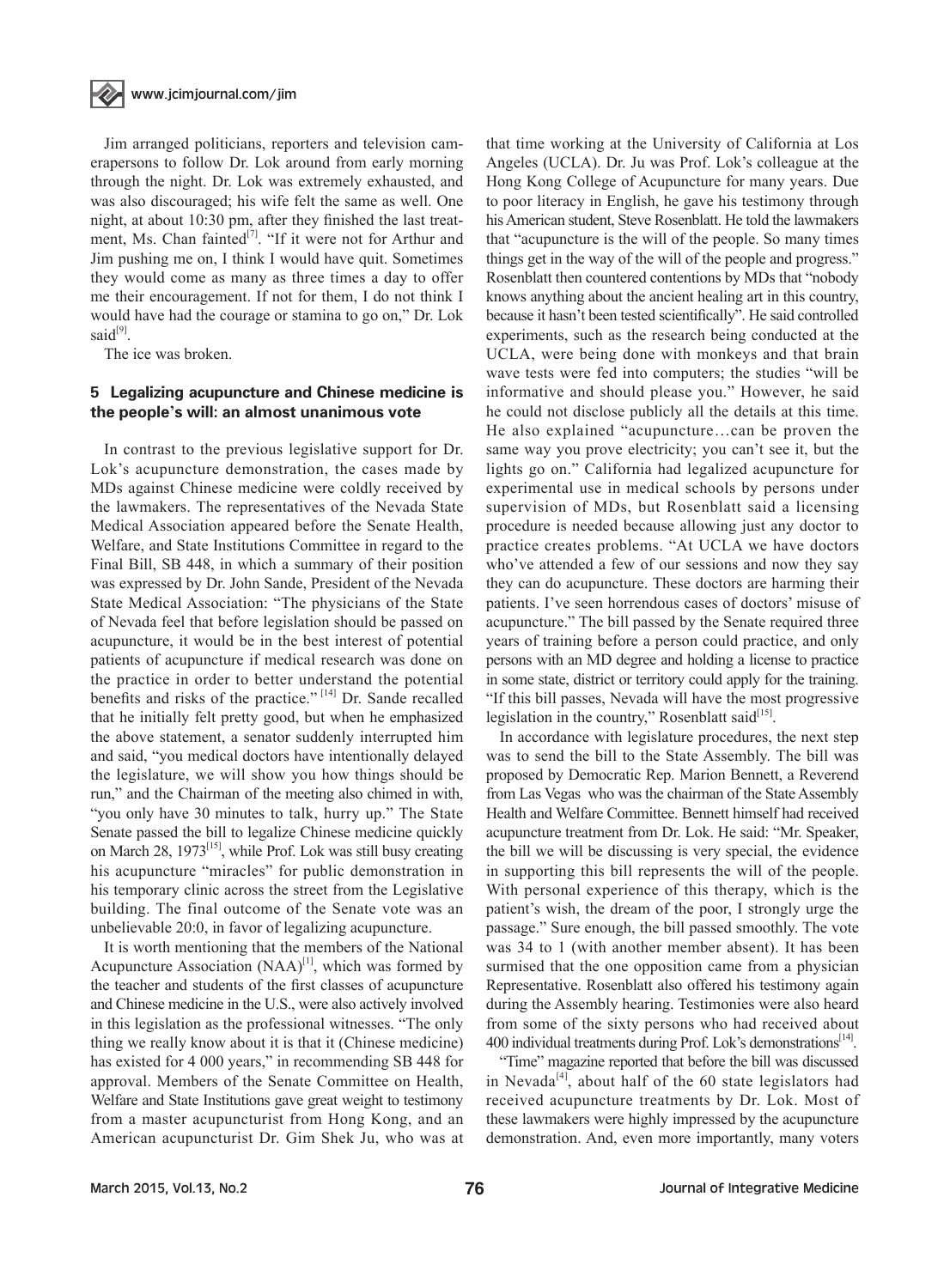Jim arranged politicians, reporters and television camerapersons to follow Dr. Lok around from early morning through the night. Dr. Lok was extremely exhausted, and was also discouraged; his wife felt the same as well. One night, at about 10:30 pm, after they finished the last treatment, Ms. Chan fainted[7]. "If it were not for Arthur and Jim pushing me on, I think I would have quit. Sometimes they would come as many as three times a day to offer me their encouragement. If not for them, I do not think I would have had the courage or stamina to go on," Dr. Lok said[9].

The ice was broken.

## 5 Legalizing acupuncture and Chinese medicine is the people's will: an almost unanimous vote

In contrast to the previous legislative support for Dr. Lok's acupuncture demonstration, the cases made by MDs against Chinese medicine were coldly received by the lawmakers. The representatives of the Nevada State Medical Association appeared before the Senate Health, Welfare, and State Institutions Committee in regard to the Final Bill, SB 448, in which a summary of their position was expressed by Dr. John Sande, President of the Nevada State Medical Association: "The physicians of the State of Nevada feel that before legislation should be passed on acupuncture, it would be in the best interest of potential patients of acupuncture if medical research was done on the practice in order to better understand the potential benefits and risks of the practice." [14] Dr. Sande recalled that he initially felt pretty good, but when he emphasized the above statement, a senator suddenly interrupted him and said, "you medical doctors have intentionally delayed the legislature, we will show you how things should be run," and the Chairman of the meeting also chimed in with, "you only have 30 minutes to talk, hurry up." The State Senate passed the bill to legalize Chinese medicine quickly on March 28, 1973[15], while Prof. Lok was still busy creating his acupuncture "miracles" for public demonstration in his temporary clinic across the street from the Legislative building. The final outcome of the Senate vote was an unbelievable 20:0, in favor of legalizing acupuncture.

It is worth mentioning that the members of the National Acupuncture Association (NAA)[1], which was formed by the teacher and students of the first classes of acupuncture and Chinese medicine in the U.S., were also actively involved in this legislation as the professional witnesses. "The only thing we really know about it is that it (Chinese medicine) has existed for 4 000 years," in recommending SB 448 for approval. Members of the Senate Committee on Health, Welfare and State Institutions gave great weight to testimony from a master acupuncturist from Hong Kong, and an American acupuncturist Dr. Gim Shek Ju, who was at that time working at the University of California at Los Angeles (UCLA). Dr. Ju was Prof. Lok's colleague at the Hong Kong College of Acupuncture for many years. Due to poor literacy in English, he gave his testimony through his American student, Steve Rosenblatt. He told the lawmakers that "acupuncture is the will of the people. So many times things get in the way of the will of the people and progress." Rosenblatt then countered contentions by MDs that "nobody knows anything about the ancient healing art in this country, because it hasn't been tested scientifically". He said controlled experiments, such as the research being conducted at the UCLA, were being done with monkeys and that brain wave tests were fed into computers; the studies "will be informative and should please you." However, he said he could not disclose publicly all the details at this time. He also explained "acupuncture…can be proven the same way you prove electricity; you can't see it, but the lights go on." California had legalized acupuncture for experimental use in medical schools by persons under supervision of MDs, but Rosenblatt said a licensing procedure is needed because allowing just any doctor to practice creates problems. "At UCLA we have doctors who've attended a few of our sessions and now they say they can do acupuncture. These doctors are harming their patients. I've seen horrendous cases of doctors' misuse of acupuncture." The bill passed by the Senate required three years of training before a person could practice, and only persons with an MD degree and holding a license to practice in some state, district or territory could apply for the training. "If this bill passes, Nevada will have the most progressive legislation in the country," Rosenblatt said[15].

In accordance with legislature procedures, the next step was to send the bill to the State Assembly. The bill was proposed by Democratic Rep. Marion Bennett, a Reverend from Las Vegas who was the chairman of the State Assembly Health and Welfare Committee. Bennett himself had received acupuncture treatment from Dr. Lok. He said: "Mr. Speaker, the bill we will be discussing is very special, the evidence in supporting this bill represents the will of the people. With personal experience of this therapy, which is the patient's wish, the dream of the poor, I strongly urge the passage." Sure enough, the bill passed smoothly. The vote was 34 to 1 (with another member absent). It has been surmised that the one opposition came from a physician Representative. Rosenblatt also offered his testimony again during the Assembly hearing. Testimonies were also heard from some of the sixty persons who had received about 400 individual treatments during Prof. Lok's demonstrations[14].

"Time" magazine reported that before the bill was discussed in Nevada[4], about half of the 60 state legislators had received acupuncture treatments by Dr. Lok. Most of these lawmakers were highly impressed by the acupuncture demonstration. And, even more importantly, many voters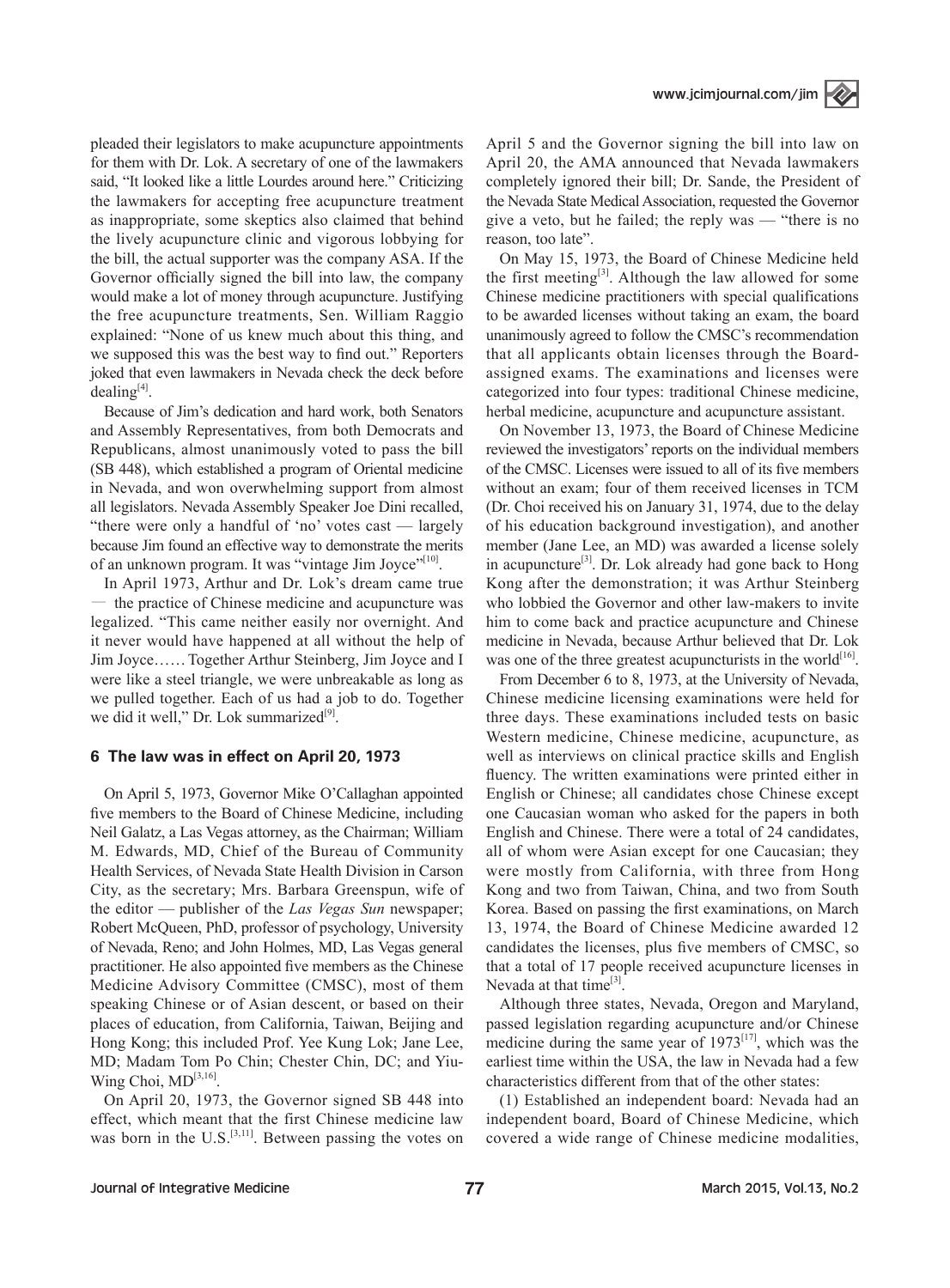pleaded their legislators to make acupuncture appointments for them with Dr. Lok. A secretary of one of the lawmakers said, "It looked like a little Lourdes around here." Criticizing the lawmakers for accepting free acupuncture treatment as inappropriate, some skeptics also claimed that behind the lively acupuncture clinic and vigorous lobbying for the bill, the actual supporter was the company ASA. If the Governor officially signed the bill into law, the company would make a lot of money through acupuncture. Justifying the free acupuncture treatments, Sen. William Raggio explained: "None of us knew much about this thing, and we supposed this was the best way to find out." Reporters joked that even lawmakers in Nevada check the deck before dealing[4].

Because of Jim's dedication and hard work, both Senators and Assembly Representatives, from both Democrats and Republicans, almost unanimously voted to pass the bill (SB 448), which established a program of Oriental medicine in Nevada, and won overwhelming support from almost all legislators. Nevada Assembly Speaker Joe Dini recalled, "there were only a handful of 'no' votes cast — largely because Jim found an effective way to demonstrate the merits of an unknown program. It was "vintage Jim Joyce"[10].

In April 1973, Arthur and Dr. Lok's dream came true — the practice of Chinese medicine and acupuncture was legalized. "This came neither easily nor overnight. And it never would have happened at all without the help of Jim Joyce…… Together Arthur Steinberg, Jim Joyce and I were like a steel triangle, we were unbreakable as long as we pulled together. Each of us had a job to do. Together we did it well," Dr. Lok summarized[9].

## 6 The law was in effect on April 20, 1973

On April 5, 1973, Governor Mike O'Callaghan appointed five members to the Board of Chinese Medicine, including Neil Galatz, a Las Vegas attorney, as the Chairman; William M. Edwards, MD, Chief of the Bureau of Community Health Services, of Nevada State Health Division in Carson City, as the secretary; Mrs. Barbara Greenspun, wife of the editor — publisher of the *Las Vegas Sun* newspaper; Robert McQueen, PhD, professor of psychology, University of Nevada, Reno; and John Holmes, MD, Las Vegas general practitioner. He also appointed five members as the Chinese Medicine Advisory Committee (CMSC), most of them speaking Chinese or of Asian descent, or based on their places of education, from California, Taiwan, Beijing and Hong Kong; this included Prof. Yee Kung Lok; Jane Lee, MD; Madam Tom Po Chin; Chester Chin, DC; and Yiu-Wing Choi, MD[3,16].

On April 20, 1973, the Governor signed SB 448 into effect, which meant that the first Chinese medicine law was born in the U.S.[3,11]. Between passing the votes on April 5 and the Governor signing the bill into law on April 20, the AMA announced that Nevada lawmakers completely ignored their bill; Dr. Sande, the President of the Nevada State Medical Association, requested the Governor give a veto, but he failed; the reply was — "there is no reason, too late".

On May 15, 1973, the Board of Chinese Medicine held the first meeting[3]. Although the law allowed for some Chinese medicine practitioners with special qualifications to be awarded licenses without taking an exam, the board unanimously agreed to follow the CMSC's recommendation that all applicants obtain licenses through the Board-assigned exams. The examinations and licenses were categorized into four types: traditional Chinese medicine, herbal medicine, acupuncture and acupuncture assistant.

On November 13, 1973, the Board of Chinese Medicine reviewed the investigators' reports on the individual members of the CMSC. Licenses were issued to all of its five members without an exam; four of them received licenses in TCM (Dr. Choi received his on January 31, 1974, due to the delay of his education background investigation), and another member (Jane Lee, an MD) was awarded a license solely in acupuncture[3]. Dr. Lok already had gone back to Hong Kong after the demonstration; it was Arthur Steinberg who lobbied the Governor and other law-makers to invite him to come back and practice acupuncture and Chinese medicine in Nevada, because Arthur believed that Dr. Lok was one of the three greatest acupuncturists in the world[16].

From December 6 to 8, 1973, at the University of Nevada, Chinese medicine licensing examinations were held for three days. These examinations included tests on basic Western medicine, Chinese medicine, acupuncture, as well as interviews on clinical practice skills and English fluency. The written examinations were printed either in English or Chinese; all candidates chose Chinese except one Caucasian woman who asked for the papers in both English and Chinese. There were a total of 24 candidates, all of whom were Asian except for one Caucasian; they were mostly from California, with three from Hong Kong and two from Taiwan, China, and two from South Korea. Based on passing the first examinations, on March 13, 1974, the Board of Chinese Medicine awarded 12 candidates the licenses, plus five members of CMSC, so that a total of 17 people received acupuncture licenses in Nevada at that time[3].

Although three states, Nevada, Oregon and Maryland, passed legislation regarding acupuncture and/or Chinese medicine during the same year of 1973[17], which was the earliest time within the USA, the law in Nevada had a few characteristics different from that of the other states:

(1) Established an independent board: Nevada had an independent board, Board of Chinese Medicine, which covered a wide range of Chinese medicine modalities,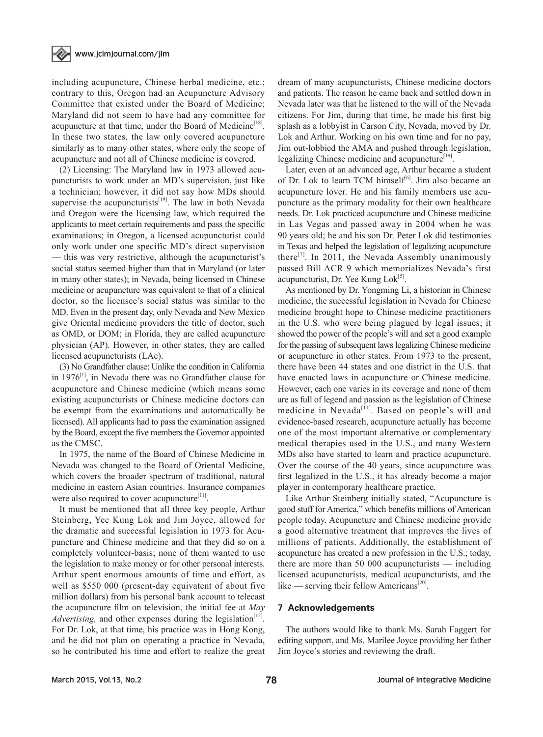including acupuncture, Chinese herbal medicine, etc.; contrary to this, Oregon had an Acupuncture Advisory Committee that existed under the Board of Medicine; Maryland did not seem to have had any committee for acupuncture at that time, under the Board of Medicine[18]. In these two states, the law only covered acupuncture similarly as to many other states, where only the scope of acupuncture and not all of Chinese medicine is covered.

(2) Licensing: The Maryland law in 1973 allowed acupuncturists to work under an MD's supervision, just like a technician; however, it did not say how MDs should supervise the acupuncturists[19]. The law in both Nevada and Oregon were the licensing law, which required the applicants to meet certain requirements and pass the specific examinations; in Oregon, a licensed acupuncturist could only work under one specific MD's direct supervision — this was very restrictive, although the acupuncturist's social status seemed higher than that in Maryland (or later in many other states); in Nevada, being licensed in Chinese medicine or acupuncture was equivalent to that of a clinical doctor, so the licensee's social status was similar to the MD. Even in the present day, only Nevada and New Mexico give Oriental medicine providers the title of doctor, such as OMD, or DOM; in Florida, they are called acupuncture physician (AP). However, in other states, they are called licensed acupuncturists (LAc).

(3) No Grandfather clause: Unlike the condition in California in 1976[1], in Nevada there was no Grandfather clause for acupuncture and Chinese medicine (which means some existing acupuncturists or Chinese medicine doctors can be exempt from the examinations and automatically be licensed). All applicants had to pass the examination assigned by the Board, except the five members the Governor appointed as the CMSC.

In 1975, the name of the Board of Chinese Medicine in Nevada was changed to the Board of Oriental Medicine, which covers the broader spectrum of traditional, natural medicine in eastern Asian countries. Insurance companies were also required to cover acupuncture[11].

It must be mentioned that all three key people, Arthur Steinberg, Yee Kung Lok and Jim Joyce, allowed for the dramatic and successful legislation in 1973 for Acupuncture and Chinese medicine and that they did so on a completely volunteer-basis; none of them wanted to use the legislation to make money or for other personal interests. Arthur spent enormous amounts of time and effort, as well as $550 000 (present-day equivatent of about five million dollars) from his personal bank account to telecast the acupuncture film on television, the initial fee at *May Advertising,* and other expenses during the legislation[15]. For Dr. Lok, at that time, his practice was in Hong Kong, and he did not plan on operating a practice in Nevada, so he contributed his time and effort to realize the great dream of many acupuncturists, Chinese medicine doctors and patients. The reason he came back and settled down in Nevada later was that he listened to the will of the Nevada citizens. For Jim, during that time, he made his first big splash as a lobbyist in Carson City, Nevada, moved by Dr. Lok and Arthur. Working on his own time and for no pay, Jim out-lobbied the AMA and pushed through legislation, legalizing Chinese medicine and acupuncture[19].

Later, even at an advanced age, Arthur became a student of Dr. Lok to learn TCM himself[6]. Jim also became an acupuncture lover. He and his family members use acupuncture as the primary modality for their own healthcare needs. Dr. Lok practiced acupuncture and Chinese medicine in Las Vegas and passed away in 2004 when he was 90 years old; he and his son Dr. Peter Lok did testimonies in Texas and helped the legislation of legalizing acupuncture there[7]. In 2011, the Nevada Assembly unanimously passed Bill ACR 9 which memorializes Nevada's first acupuncturist, Dr. Yee Kung Lok[5].

As mentioned by Dr. Yongming Li, a historian in Chinese medicine, the successful legislation in Nevada for Chinese medicine brought hope to Chinese medicine practitioners in the U.S. who were being plagued by legal issues; it showed the power of the people's will and set a good example for the passing of subsequent laws legalizing Chinese medicine or acupuncture in other states. From 1973 to the present, there have been 44 states and one district in the U.S. that have enacted laws in acupuncture or Chinese medicine. However, each one varies in its coverage and none of them are as full of legend and passion as the legislation of Chinese medicine in Nevada[11]. Based on people's will and evidence-based research, acupuncture actually has become one of the most important alternative or complementary medical therapies used in the U.S., and many Western MDs also have started to learn and practice acupuncture. Over the course of the 40 years, since acupuncture was first legalized in the U.S., it has already become a major player in contemporary healthcare practice.

Like Arthur Steinberg initially stated, "Acupuncture is good stuff for America," which benefits millions of American people today. Acupuncture and Chinese medicine provide a good alternative treatment that improves the lives of millions of patients. Additionally, the establishment of acupuncture has created a new profession in the U.S.; today, there are more than 50 000 acupuncturists — including licensed acupuncturists, medical acupuncturists, and the like — serving their fellow Americans[20].

## 7 Acknowledgements

The authors would like to thank Ms. Sarah Faggert for editing support, and Ms. Marilee Joyce providing her father Jim Joyce's stories and reviewing the draft.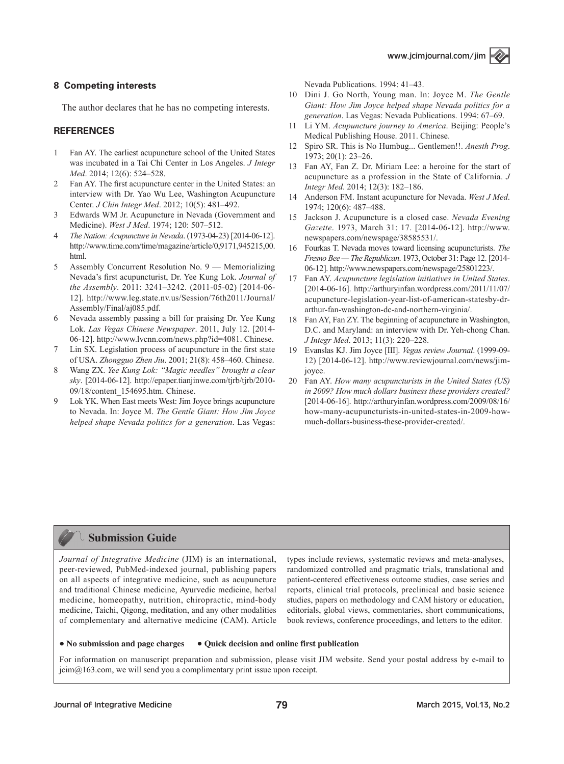## 8 Competing interests

The author declares that he has no competing interests.

## REFERENCES

1. Fan AY. The earliest acupuncture school of the United States was incubated in a Tai Chi Center in Los Angeles. *J Integr Med*. 2014; 12(6): 524–528.
2. Fan AY. The first acupuncture center in the United States: an interview with Dr. Yao Wu Lee, Washington Acupuncture Center. *J Chin Integr Med*. 2012; 10(5): 481–492.
3. Edwards WM Jr. Acupuncture in Nevada (Government and Medicine). *West J Med*. 1974; 120: 507–512.
4. *The Nation: Acupuncture in Nevada*. (1973-04-23) [2014-06-12]. http://www.time.com/time/magazine/article/0,9171,945215,00.html.
5. Assembly Concurrent Resolution No. 9 — Memorializing Nevada's first acupuncturist, Dr. Yee Kung Lok. *Journal of the Assembly*. 2011: 3241–3242. (2011-05-02) [2014-06-12]. http://www.leg.state.nv.us/Session/76th2011/Journal/Assembly/Final/aj085.pdf.
6. Nevada assembly passing a bill for praising Dr. Yee Kung Lok. *Las Vegas Chinese Newspaper*. 2011, July 12. [2014-06-12]. http://www.lvcnn.com/news.php?id=4081. Chinese.
7. Lin SX. Legislation process of acupuncture in the first state of USA. *Zhongguo Zhen Jiu*. 2001; 21(8): 458–460. Chinese.
8. Wang ZX. *Yee Kung Lok: "Magic needles" brought a clear sky*. [2014-06-12]. http://epaper.tianjinwe.com/tjrb/tjrb/2010-09/18/content_154695.htm. Chinese.
9. Lok YK. When East meets West: Jim Joyce brings acupuncture to Nevada. In: Joyce M. *The Gentle Giant: How Jim Joyce helped shape Nevada politics for a generation*. Las Vegas: Nevada Publications. 1994: 41–43.
10. Dini J. Go North, Young man. In: Joyce M. *The Gentle Giant: How Jim Joyce helped shape Nevada politics for a generation*. Las Vegas: Nevada Publications. 1994: 67–69.
11. Li YM. *Acupuncture journey to America*. Beijing: People's Medical Publishing House. 2011. Chinese.
12. Spiro SR. This is No Humbug... Gentlemen!!. *Anesth Prog*. 1973; 20(1): 23–26.
13. Fan AY, Fan Z. Dr. Miriam Lee: a heroine for the start of acupuncture as a profession in the State of California. *J Integr Med*. 2014; 12(3): 182–186.
14. Anderson FM. Instant acupuncture for Nevada. *West J Med*. 1974; 120(6): 487–488.
15. Jackson J. Acupuncture is a closed case. *Nevada Evening Gazette*. 1973, March 31: 17. [2014-06-12]. http://www.newspapers.com/newspage/38585531/.
16. Fourkas T. Nevada moves toward licensing acupuncturists. *The Fresno Bee — The Republican*. 1973, October 31: Page 12. [2014-06-12]. http://www.newspapers.com/newspage/25801223/.
17. Fan AY. *Acupuncture legislation initiatives in United States*. [2014-06-16]. http://arthuryinfan.wordpress.com/2011/11/07/acupuncture-legislation-year-list-of-american-statesby-dr-arthur-fan-washington-dc-and-northern-virginia/.
18. Fan AY, Fan ZY. The beginning of acupuncture in Washington, D.C. and Maryland: an interview with Dr. Yeh-chong Chan. *J Integr Med*. 2013; 11(3): 220–228.
19. Evanslas KJ. Jim Joyce [III]. *Vegas review Journal*. (1999-09-12) [2014-06-12]. http://www.reviewjournal.com/news/jim-joyce.
20. Fan AY. *How many acupuncturists in the United States (US) in 2009? How much dollars business these providers created?* [2014-06-16]. http://arthuryinfan.wordpress.com/2009/08/16/how-many-acupuncturists-in-united-states-in-2009-how-much-dollars-business-these-provider-created/.

## Submission Guide

*Journal of Integrative Medicine* (JIM) is an international, peer-reviewed, PubMed-indexed journal, publishing papers on all aspects of integrative medicine, such as acupuncture and traditional Chinese medicine, Ayurvedic medicine, herbal medicine, homeopathy, nutrition, chiropractic, mind-body medicine, Taichi, Qigong, meditation, and any other modalities of complementary and alternative medicine (CAM). Article types include reviews, systematic reviews and meta-analyses, randomized controlled and pragmatic trials, translational and patient-centered effectiveness outcome studies, case series and reports, clinical trial protocols, preclinical and basic science studies, papers on methodology and CAM history or education, editorials, global views, commentaries, short communications, book reviews, conference proceedings, and letters to the editor.

**• No submission and page charges  • Quick decision and online first publication**

For information on manuscript preparation and submission, please visit JIM website. Send your postal address by e-mail to jcim@163.com, we will send you a complimentary print issue upon receipt.